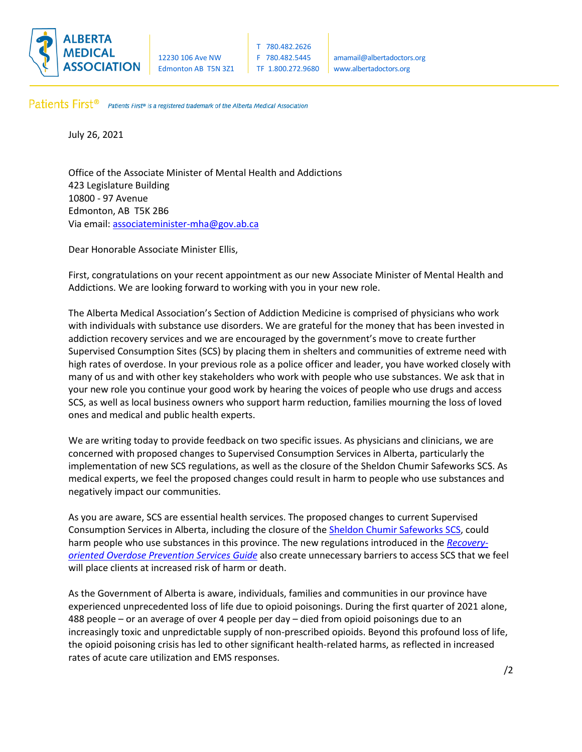**ALBERTA MEDICAL ASSOCIATION**

12230 106 Ave NW
Edmonton AB T5N 3Z1

T 780.482.2626
F 780.482.5445
TF 1.800.272.9680

amamail@albertadoctors.org
www.albertadoctors.org

Patients First® *Patients First® is a registered trademark of the Alberta Medical Association*

July 26, 2021

Office of the Associate Minister of Mental Health and Addictions
423 Legislature Building
10800 - 97 Avenue
Edmonton, AB T5K 2B6
Via email: associateminister-mha@gov.ab.ca

Dear Honorable Associate Minister Ellis,

First, congratulations on your recent appointment as our new Associate Minister of Mental Health and Addictions. We are looking forward to working with you in your new role.

The Alberta Medical Association's Section of Addiction Medicine is comprised of physicians who work with individuals with substance use disorders. We are grateful for the money that has been invested in addiction recovery services and we are encouraged by the government's move to create further Supervised Consumption Sites (SCS) by placing them in shelters and communities of extreme need with high rates of overdose. In your previous role as a police officer and leader, you have worked closely with many of us and with other key stakeholders who work with people who use substances. We ask that in your new role you continue your good work by hearing the voices of people who use drugs and access SCS, as well as local business owners who support harm reduction, families mourning the loss of loved ones and medical and public health experts.

We are writing today to provide feedback on two specific issues. As physicians and clinicians, we are concerned with proposed changes to Supervised Consumption Services in Alberta, particularly the implementation of new SCS regulations, as well as the closure of the Sheldon Chumir Safeworks SCS. As medical experts, we feel the proposed changes could result in harm to people who use substances and negatively impact our communities.

As you are aware, SCS are essential health services. The proposed changes to current Supervised Consumption Services in Alberta, including the closure of the Sheldon Chumir Safeworks SCS, could harm people who use substances in this province. The new regulations introduced in the *Recovery-oriented Overdose Prevention Services Guide* also create unnecessary barriers to access SCS that we feel will place clients at increased risk of harm or death.

As the Government of Alberta is aware, individuals, families and communities in our province have experienced unprecedented loss of life due to opioid poisonings. During the first quarter of 2021 alone, 488 people – or an average of over 4 people per day – died from opioid poisonings due to an increasingly toxic and unpredictable supply of non-prescribed opioids. Beyond this profound loss of life, the opioid poisoning crisis has led to other significant health-related harms, as reflected in increased rates of acute care utilization and EMS responses.

/2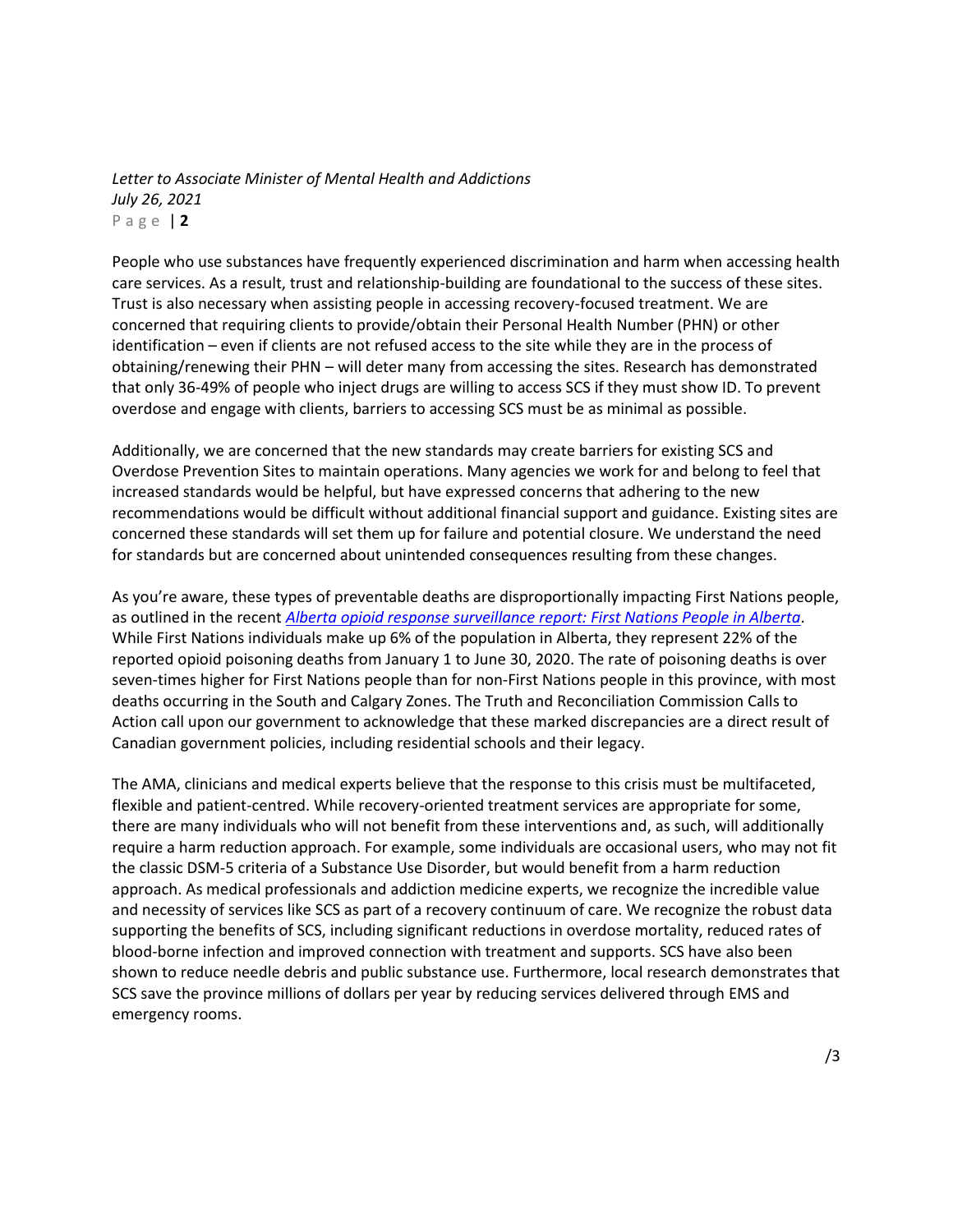People who use substances have frequently experienced discrimination and harm when accessing health care services. As a result, trust and relationship-building are foundational to the success of these sites. Trust is also necessary when assisting people in accessing recovery-focused treatment. We are concerned that requiring clients to provide/obtain their Personal Health Number (PHN) or other identification – even if clients are not refused access to the site while they are in the process of obtaining/renewing their PHN – will deter many from accessing the sites. Research has demonstrated that only 36-49% of people who inject drugs are willing to access SCS if they must show ID. To prevent overdose and engage with clients, barriers to accessing SCS must be as minimal as possible.

Additionally, we are concerned that the new standards may create barriers for existing SCS and Overdose Prevention Sites to maintain operations. Many agencies we work for and belong to feel that increased standards would be helpful, but have expressed concerns that adhering to the new recommendations would be difficult without additional financial support and guidance. Existing sites are concerned these standards will set them up for failure and potential closure. We understand the need for standards but are concerned about unintended consequences resulting from these changes.

As you're aware, these types of preventable deaths are disproportionally impacting First Nations people, as outlined in the recent *Alberta opioid response surveillance report: First Nations People in Alberta*. While First Nations individuals make up 6% of the population in Alberta, they represent 22% of the reported opioid poisoning deaths from January 1 to June 30, 2020. The rate of poisoning deaths is over seven-times higher for First Nations people than for non-First Nations people in this province, with most deaths occurring in the South and Calgary Zones. The Truth and Reconciliation Commission Calls to Action call upon our government to acknowledge that these marked discrepancies are a direct result of Canadian government policies, including residential schools and their legacy.

The AMA, clinicians and medical experts believe that the response to this crisis must be multifaceted, flexible and patient-centred. While recovery-oriented treatment services are appropriate for some, there are many individuals who will not benefit from these interventions and, as such, will additionally require a harm reduction approach. For example, some individuals are occasional users, who may not fit the classic DSM-5 criteria of a Substance Use Disorder, but would benefit from a harm reduction approach. As medical professionals and addiction medicine experts, we recognize the incredible value and necessity of services like SCS as part of a recovery continuum of care. We recognize the robust data supporting the benefits of SCS, including significant reductions in overdose mortality, reduced rates of blood-borne infection and improved connection with treatment and supports. SCS have also been shown to reduce needle debris and public substance use. Furthermore, local research demonstrates that SCS save the province millions of dollars per year by reducing services delivered through EMS and emergency rooms.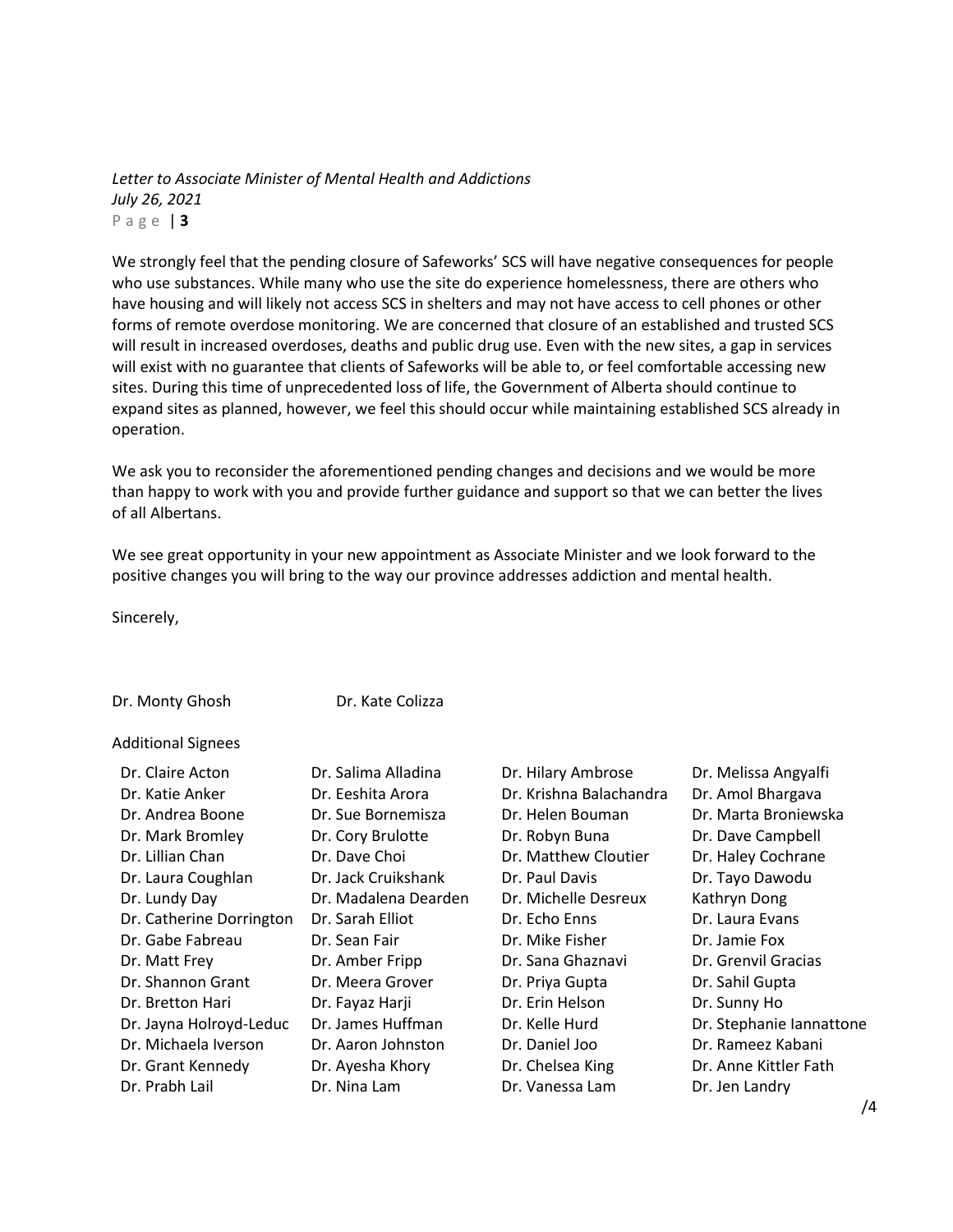We strongly feel that the pending closure of Safeworks' SCS will have negative consequences for people who use substances. While many who use the site do experience homelessness, there are others who have housing and will likely not access SCS in shelters and may not have access to cell phones or other forms of remote overdose monitoring. We are concerned that closure of an established and trusted SCS will result in increased overdoses, deaths and public drug use. Even with the new sites, a gap in services will exist with no guarantee that clients of Safeworks will be able to, or feel comfortable accessing new sites. During this time of unprecedented loss of life, the Government of Alberta should continue to expand sites as planned, however, we feel this should occur while maintaining established SCS already in operation.

We ask you to reconsider the aforementioned pending changes and decisions and we would be more than happy to work with you and provide further guidance and support so that we can better the lives of all Albertans.

We see great opportunity in your new appointment as Associate Minister and we look forward to the positive changes you will bring to the way our province addresses addiction and mental health.

Sincerely,

Dr. Monty Ghosh Dr. Kate Colizza

Additional Signees

Dr. Claire Acton
Dr. Salima Alladina
Dr. Hilary Ambrose
Dr. Melissa Angyalfi
Dr. Katie Anker
Dr. Eeshita Arora
Dr. Krishna Balachandra
Dr. Amol Bhargava
Dr. Andrea Boone
Dr. Sue Bornemisza
Dr. Helen Bouman
Dr. Marta Broniewska
Dr. Mark Bromley
Dr. Cory Brulotte
Dr. Robyn Buna
Dr. Dave Campbell
Dr. Lillian Chan
Dr. Dave Choi
Dr. Matthew Cloutier
Dr. Haley Cochrane
Dr. Laura Coughlan
Dr. Jack Cruikshank
Dr. Paul Davis
Dr. Tayo Dawodu
Dr. Lundy Day
Dr. Madalena Dearden
Dr. Michelle Desreux
Kathryn Dong
Dr. Catherine Dorrington
Dr. Sarah Elliot
Dr. Echo Enns
Dr. Laura Evans
Dr. Gabe Fabreau
Dr. Sean Fair
Dr. Mike Fisher
Dr. Jamie Fox
Dr. Matt Frey
Dr. Amber Fripp
Dr. Sana Ghaznavi
Dr. Grenvil Gracias
Dr. Shannon Grant
Dr. Meera Grover
Dr. Priya Gupta
Dr. Sahil Gupta
Dr. Bretton Hari
Dr. Fayaz Harji
Dr. Erin Helson
Dr. Sunny Ho
Dr. Jayna Holroyd-Leduc
Dr. James Huffman
Dr. Kelle Hurd
Dr. Stephanie Iannattone
Dr. Michaela Iverson
Dr. Aaron Johnston
Dr. Daniel Joo
Dr. Rameez Kabani
Dr. Grant Kennedy
Dr. Ayesha Khory
Dr. Chelsea King
Dr. Anne Kittler Fath
Dr. Prabh Lail
Dr. Nina Lam
Dr. Vanessa Lam
Dr. Jen Landry

/4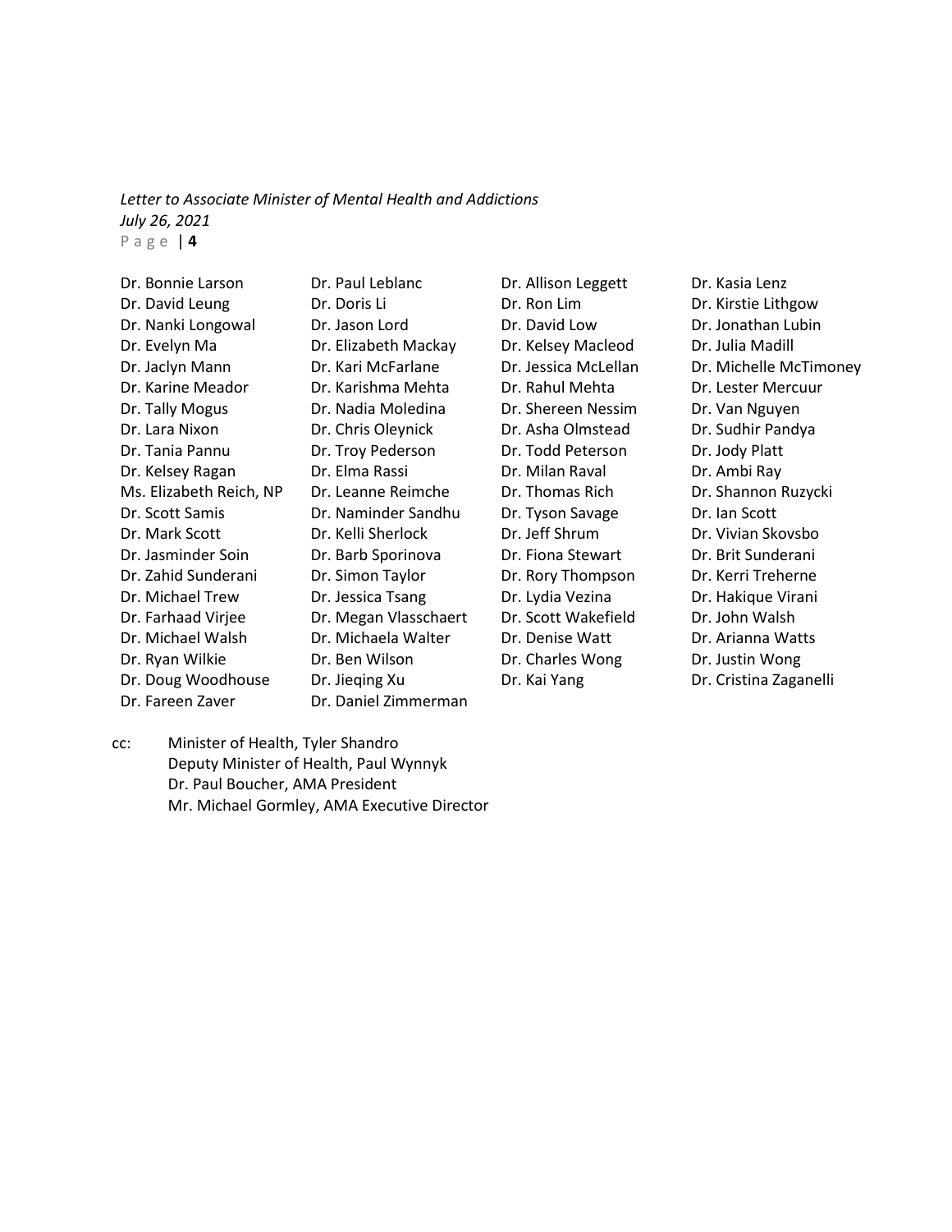Dr. Bonnie Larson
Dr. Paul Leblanc
Dr. Allison Leggett
Dr. Kasia Lenz
Dr. David Leung
Dr. Doris Li
Dr. Ron Lim
Dr. Kirstie Lithgow
Dr. Nanki Longowal
Dr. Jason Lord
Dr. David Low
Dr. Jonathan Lubin
Dr. Evelyn Ma
Dr. Elizabeth Mackay
Dr. Kelsey Macleod
Dr. Julia Madill
Dr. Jaclyn Mann
Dr. Kari McFarlane
Dr. Jessica McLellan
Dr. Michelle McTimoney
Dr. Karine Meador
Dr. Karishma Mehta
Dr. Rahul Mehta
Dr. Lester Mercuur
Dr. Tally Mogus
Dr. Nadia Moledina
Dr. Shereen Nessim
Dr. Van Nguyen
Dr. Lara Nixon
Dr. Chris Oleynick
Dr. Asha Olmstead
Dr. Sudhir Pandya
Dr. Tania Pannu
Dr. Troy Pederson
Dr. Todd Peterson
Dr. Jody Platt
Dr. Kelsey Ragan
Dr. Elma Rassi
Dr. Milan Raval
Dr. Ambi Ray
Ms. Elizabeth Reich, NP
Dr. Leanne Reimche
Dr. Thomas Rich
Dr. Shannon Ruzycki
Dr. Scott Samis
Dr. Naminder Sandhu
Dr. Tyson Savage
Dr. Ian Scott
Dr. Mark Scott
Dr. Kelli Sherlock
Dr. Jeff Shrum
Dr. Vivian Skovsbo
Dr. Jasminder Soin
Dr. Barb Sporinova
Dr. Fiona Stewart
Dr. Brit Sunderani
Dr. Zahid Sunderani
Dr. Simon Taylor
Dr. Rory Thompson
Dr. Kerri Treherne
Dr. Michael Trew
Dr. Jessica Tsang
Dr. Lydia Vezina
Dr. Hakique Virani
Dr. Farhaad Virjee
Dr. Megan Vlasschaert
Dr. Scott Wakefield
Dr. John Walsh
Dr. Michael Walsh
Dr. Michaela Walter
Dr. Denise Watt
Dr. Arianna Watts
Dr. Ryan Wilkie
Dr. Ben Wilson
Dr. Charles Wong
Dr. Justin Wong
Dr. Doug Woodhouse
Dr. Jieqing Xu
Dr. Kai Yang
Dr. Cristina Zaganelli
Dr. Fareen Zaver
Dr. Daniel Zimmerman

cc: Minister of Health, Tyler Shandro
Deputy Minister of Health, Paul Wynnyk
Dr. Paul Boucher, AMA President
Mr. Michael Gormley, AMA Executive Director